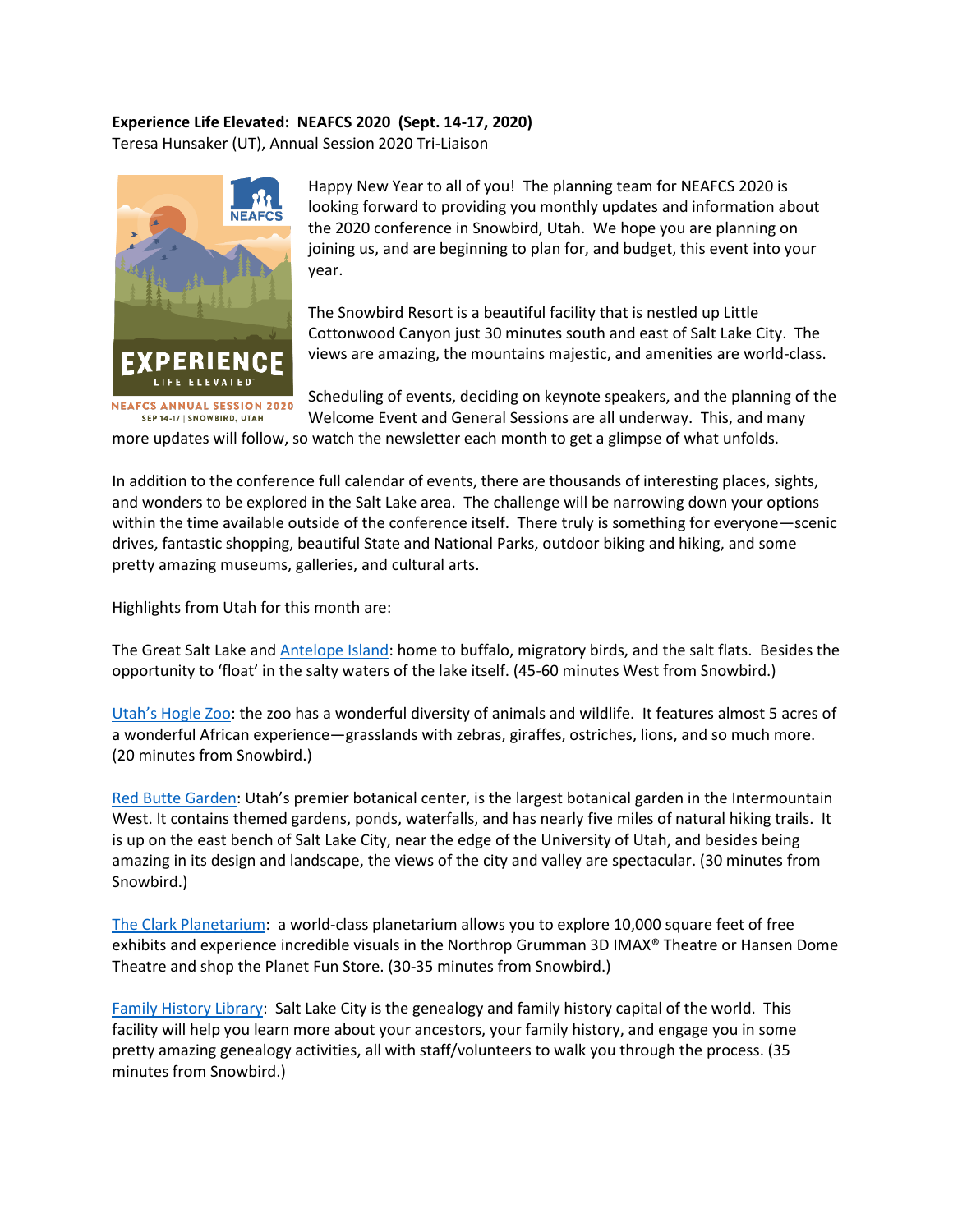**Experience Life Elevated: NEAFCS 2020 (Sept. 14-17, 2020)**
Teresa Hunsaker (UT), Annual Session 2020 Tri-Liaison

Happy New Year to all of you! The planning team for NEAFCS 2020 is looking forward to providing you monthly updates and information about the 2020 conference in Snowbird, Utah. We hope you are planning on joining us, and are beginning to plan for, and budget, this event into your year.

The Snowbird Resort is a beautiful facility that is nestled up Little Cottonwood Canyon just 30 minutes south and east of Salt Lake City. The views are amazing, the mountains majestic, and amenities are world-class.

Scheduling of events, deciding on keynote speakers, and the planning of the Welcome Event and General Sessions are all underway. This, and many more updates will follow, so watch the newsletter each month to get a glimpse of what unfolds.

In addition to the conference full calendar of events, there are thousands of interesting places, sights, and wonders to be explored in the Salt Lake area. The challenge will be narrowing down your options within the time available outside of the conference itself. There truly is something for everyone—scenic drives, fantastic shopping, beautiful State and National Parks, outdoor biking and hiking, and some pretty amazing museums, galleries, and cultural arts.

Highlights from Utah for this month are:

The Great Salt Lake and Antelope Island: home to buffalo, migratory birds, and the salt flats. Besides the opportunity to 'float' in the salty waters of the lake itself. (45-60 minutes West from Snowbird.)

Utah's Hogle Zoo: the zoo has a wonderful diversity of animals and wildlife. It features almost 5 acres of a wonderful African experience—grasslands with zebras, giraffes, ostriches, lions, and so much more. (20 minutes from Snowbird.)

Red Butte Garden: Utah's premier botanical center, is the largest botanical garden in the Intermountain West. It contains themed gardens, ponds, waterfalls, and has nearly five miles of natural hiking trails. It is up on the east bench of Salt Lake City, near the edge of the University of Utah, and besides being amazing in its design and landscape, the views of the city and valley are spectacular. (30 minutes from Snowbird.)

The Clark Planetarium: a world-class planetarium allows you to explore 10,000 square feet of free exhibits and experience incredible visuals in the Northrop Grumman 3D IMAX® Theatre or Hansen Dome Theatre and shop the Planet Fun Store. (30-35 minutes from Snowbird.)

Family History Library: Salt Lake City is the genealogy and family history capital of the world. This facility will help you learn more about your ancestors, your family history, and engage you in some pretty amazing genealogy activities, all with staff/volunteers to walk you through the process. (35 minutes from Snowbird.)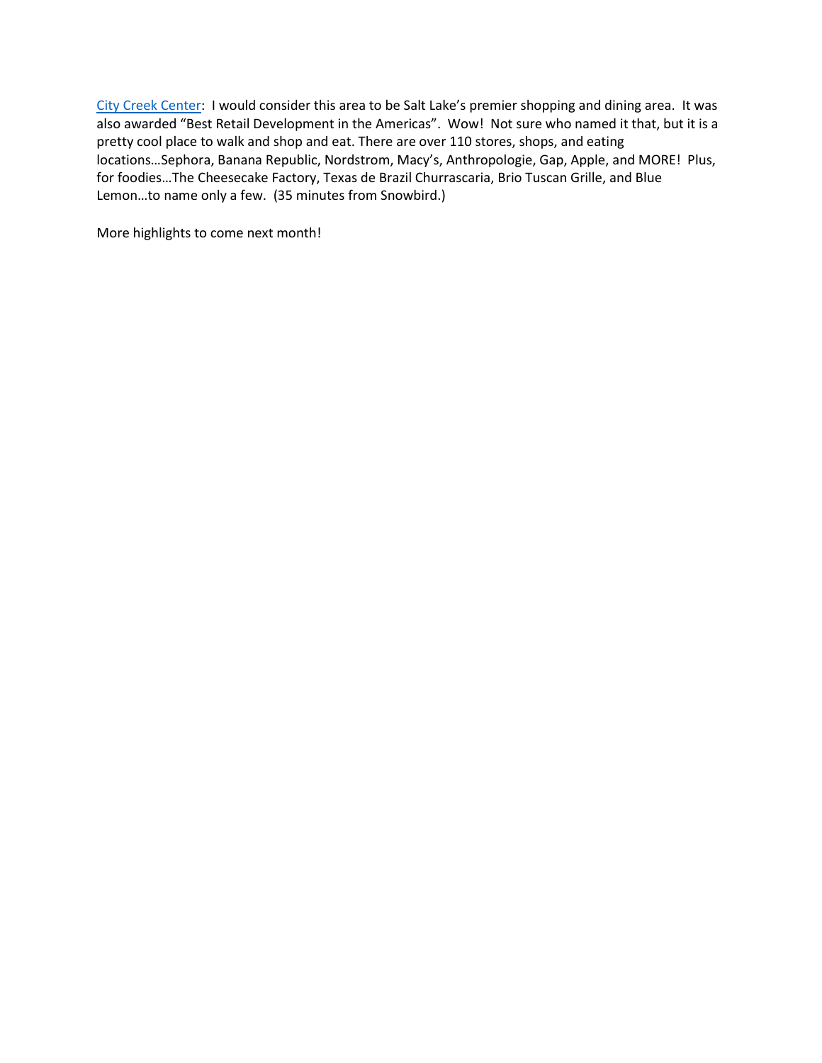City Creek Center: I would consider this area to be Salt Lake's premier shopping and dining area. It was also awarded "Best Retail Development in the Americas". Wow! Not sure who named it that, but it is a pretty cool place to walk and shop and eat. There are over 110 stores, shops, and eating locations…Sephora, Banana Republic, Nordstrom, Macy's, Anthropologie, Gap, Apple, and MORE! Plus, for foodies…The Cheesecake Factory, Texas de Brazil Churrascaria, Brio Tuscan Grille, and Blue Lemon…to name only a few. (35 minutes from Snowbird.)

More highlights to come next month!